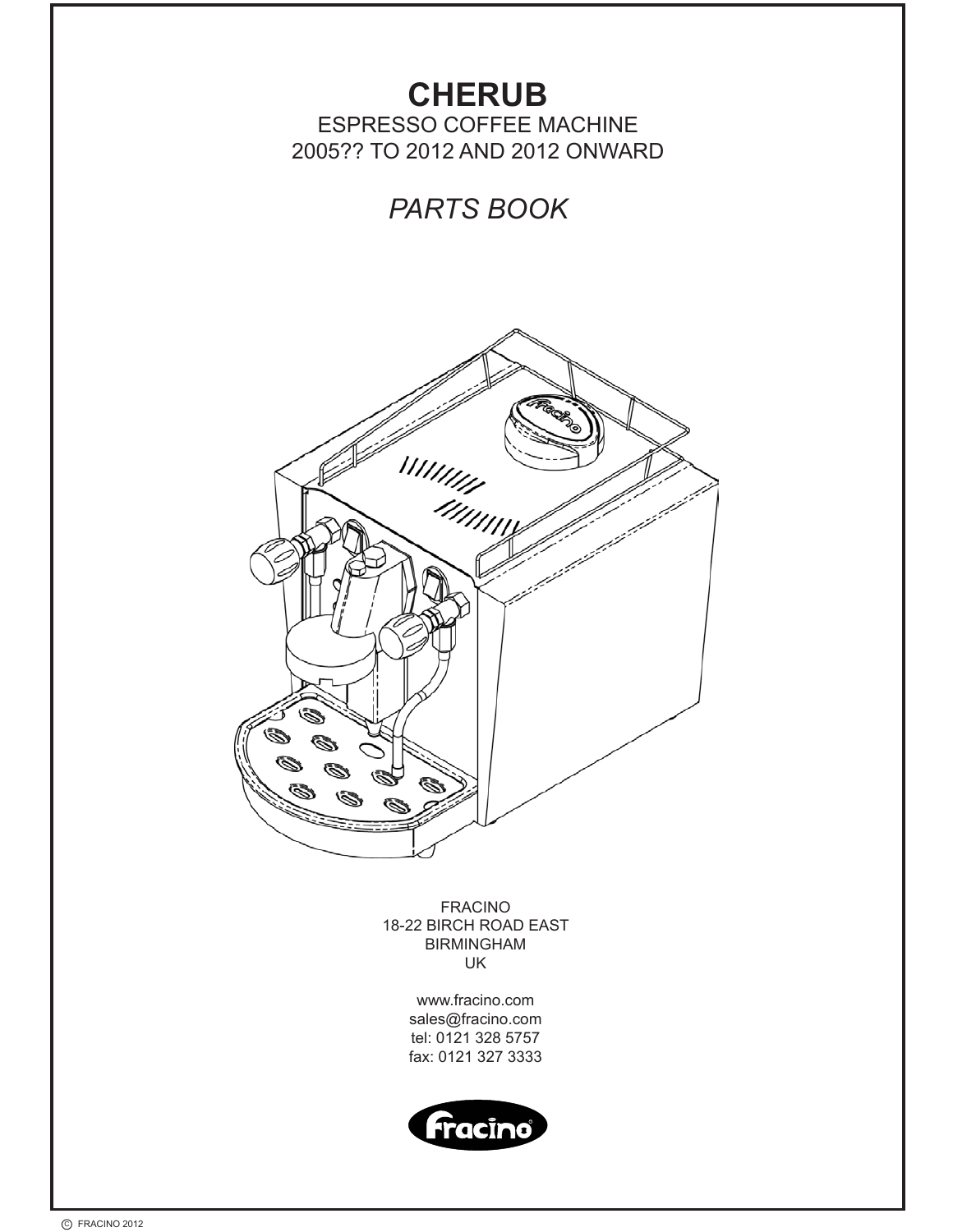# CHERUB

ESPRESSO COFFEE MACHINE
2005?? TO 2012 AND 2012 ONWARD

## *PARTS BOOK*

FRACINO
18-22 BIRCH ROAD EAST
BIRMINGHAM
UK

www.fracino.com
sales@fracino.com
tel: 0121 328 5757
fax: 0121 327 3333

© FRACINO 2012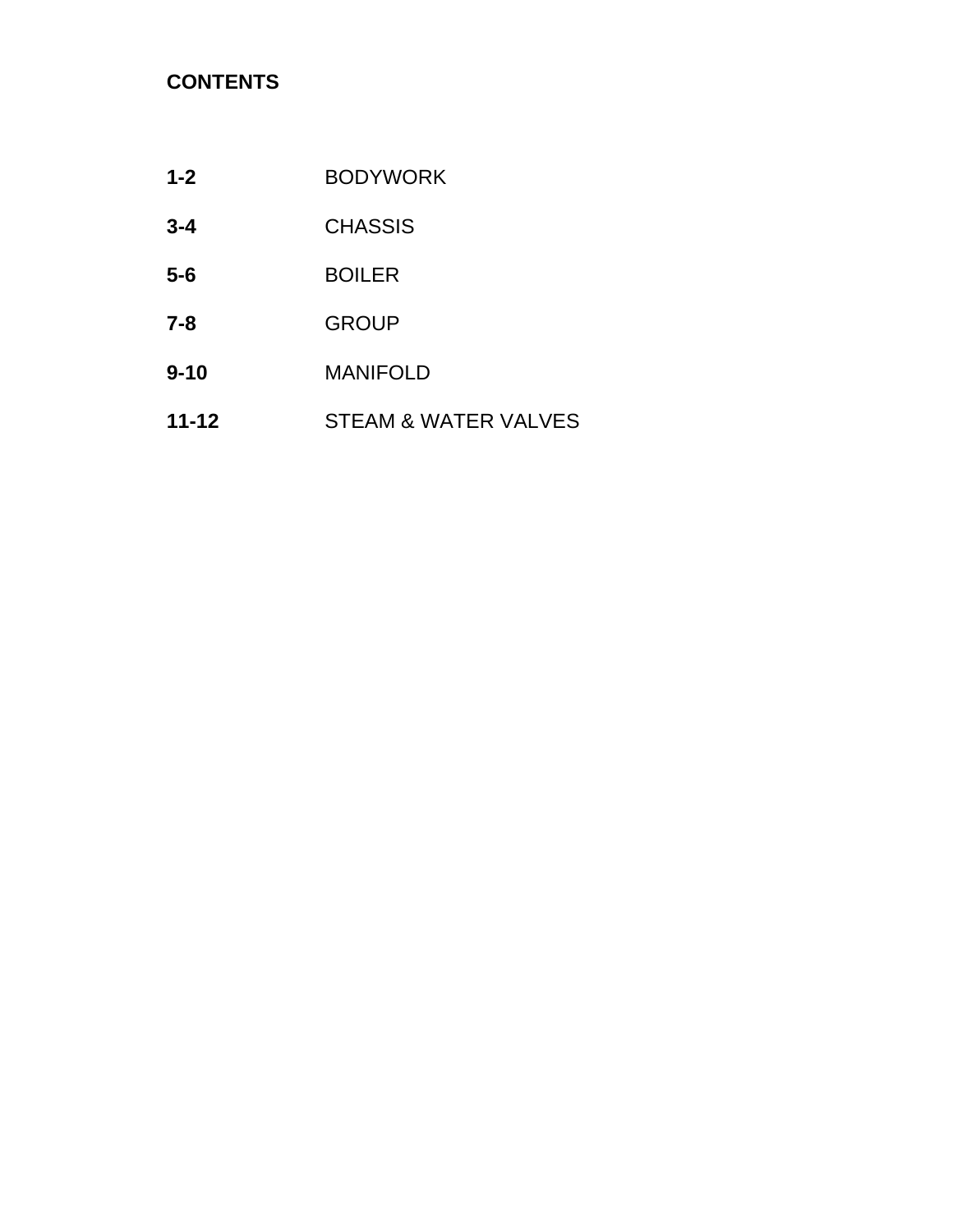**CONTENTS**

| | |
|---|---|
| **1-2** | BODYWORK |
| **3-4** | CHASSIS |
| **5-6** | BOILER |
| **7-8** | GROUP |
| **9-10** | MANIFOLD |
| **11-12** | STEAM & WATER VALVES |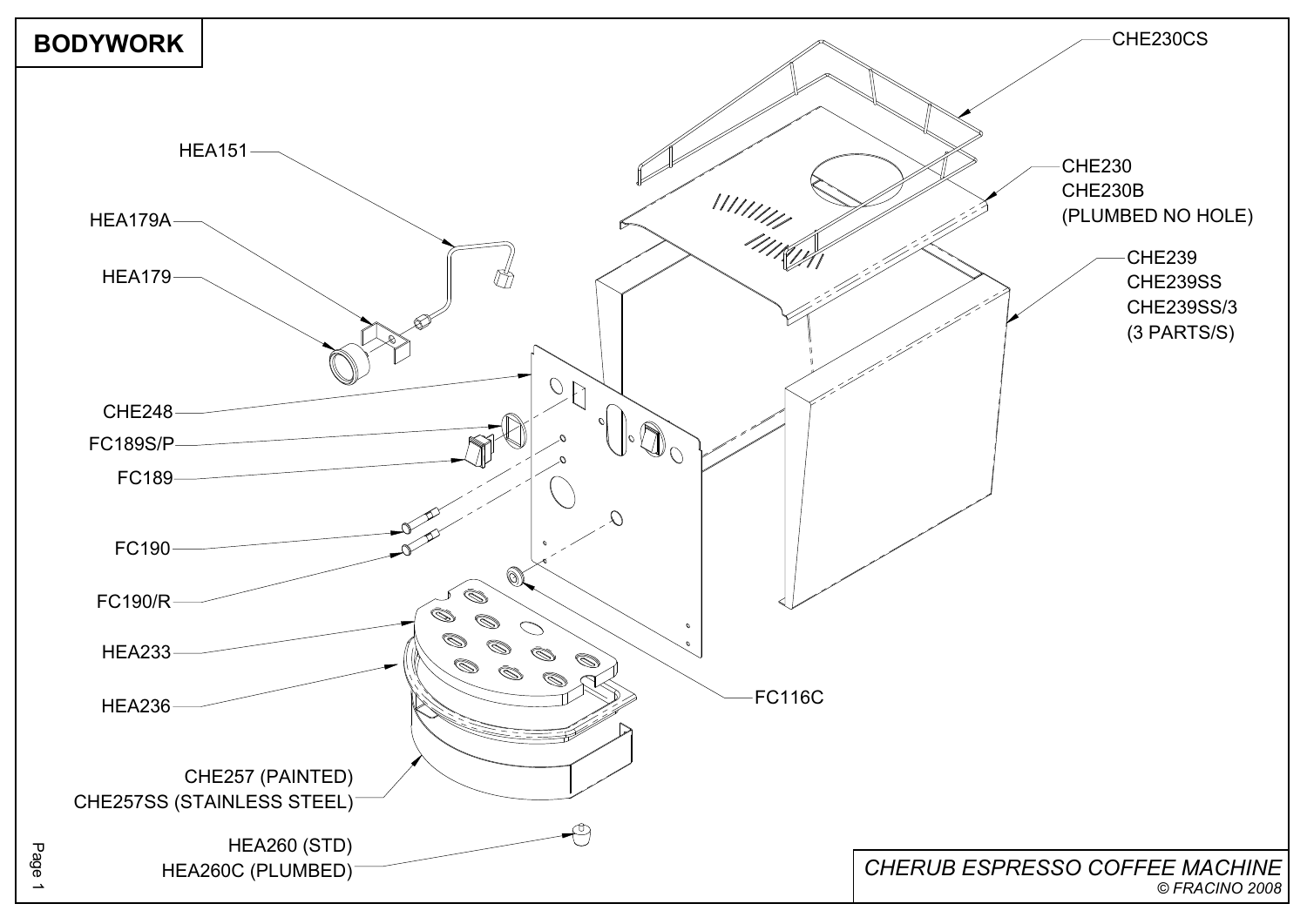# BODYWORK

HEA151

HEA179A

HEA179

CHE248

FC189S/P

FC189

FC190

FC190/R

HEA233

HEA236

CHE257 (PAINTED)
CHE257SS (STAINLESS STEEL)

HEA260 (STD)
HEA260C (PLUMBED)

CHE230CS

CHE230
CHE230B
(PLUMBED NO HOLE)

CHE239
CHE239SS
CHE239SS/3
(3 PARTS/S)

FC116C

*CHERUB ESPRESSO COFFEE MACHINE*

*© FRACINO 2008*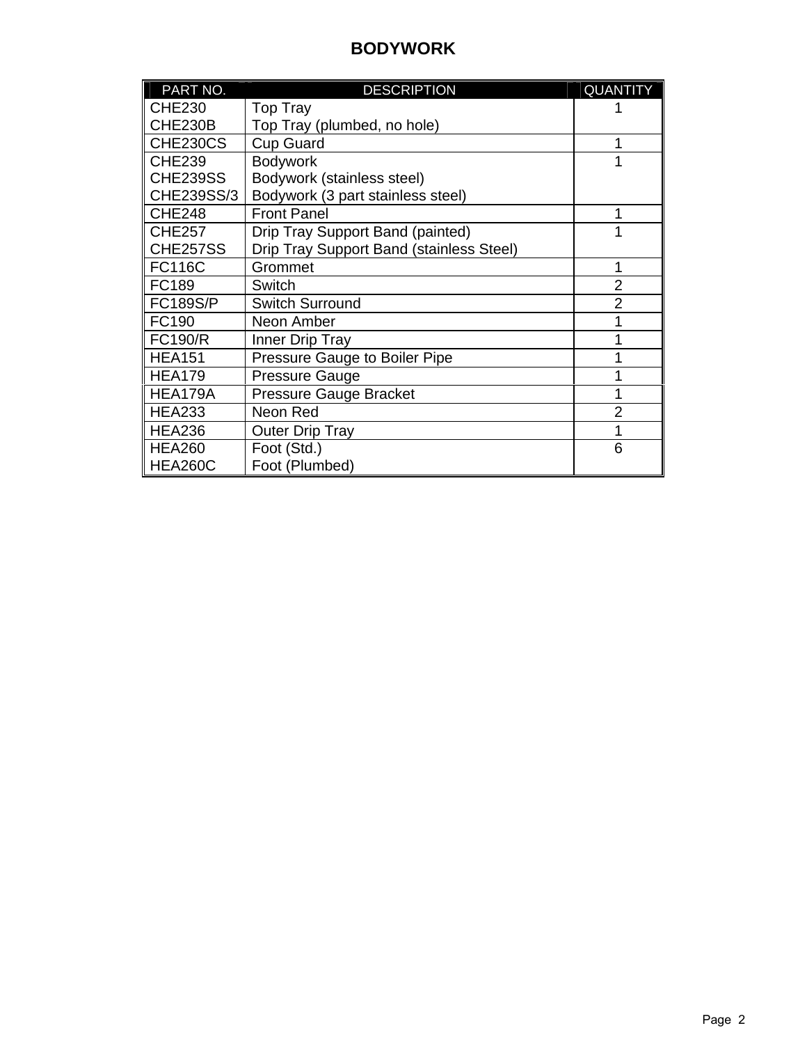# BODYWORK

| PART NO. | DESCRIPTION | QUANTITY |
|---|---|---|
| CHE230<br>CHE230B | Top Tray<br>Top Tray (plumbed, no hole) | 1 |
| CHE230CS | Cup Guard | 1 |
| CHE239<br>CHE239SS<br>CHE239SS/3 | Bodywork<br>Bodywork (stainless steel)<br>Bodywork (3 part stainless steel) | 1 |
| CHE248 | Front Panel | 1 |
| CHE257<br>CHE257SS | Drip Tray Support Band (painted)<br>Drip Tray Support Band (stainless Steel) | 1 |
| FC116C | Grommet | 1 |
| FC189 | Switch | 2 |
| FC189S/P | Switch Surround | 2 |
| FC190 | Neon Amber | 1 |
| FC190/R | Inner Drip Tray | 1 |
| HEA151 | Pressure Gauge to Boiler Pipe | 1 |
| HEA179 | Pressure Gauge | 1 |
| HEA179A | Pressure Gauge Bracket | 1 |
| HEA233 | Neon Red | 2 |
| HEA236 | Outer Drip Tray | 1 |
| HEA260<br>HEA260C | Foot (Std.)<br>Foot (Plumbed) | 6 |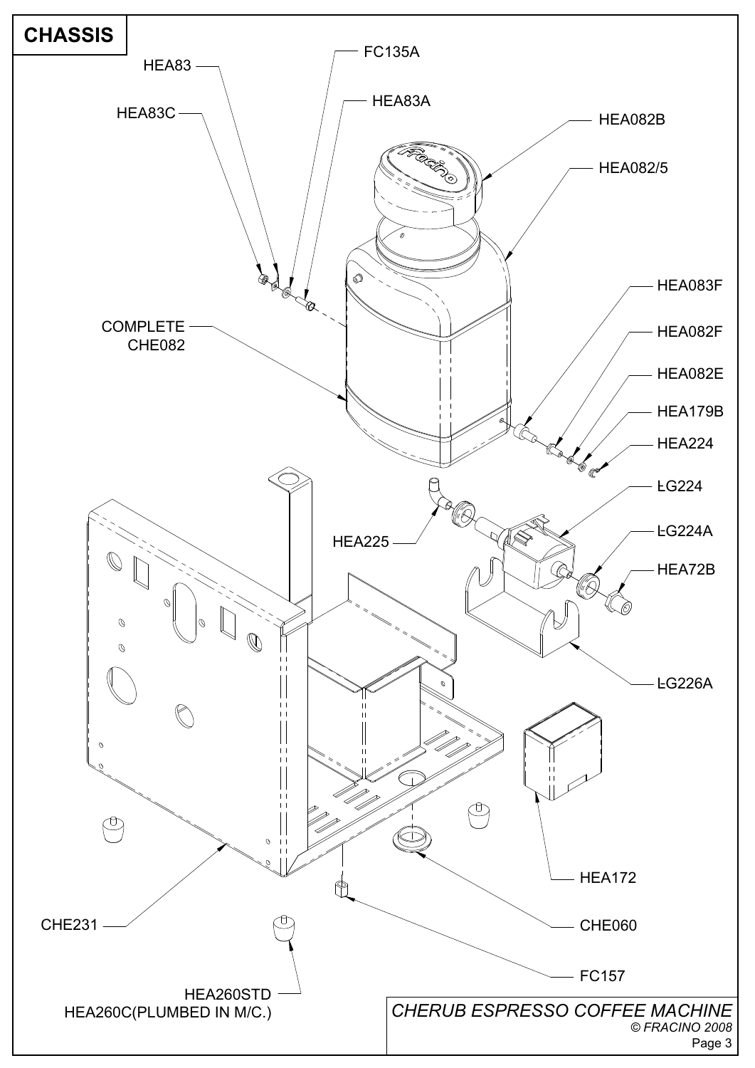# CHASSIS

HEA83

FC135A

HEA83C

HEA83A

HEA082B

HEA082/5

HEA083F

COMPLETE CHE082

HEA082F

HEA082E

HEA179B

HEA224

LG224

LG224A

HEA225

HEA72B

LG226A

HEA172

CHE231

CHE060

FC157

HEA260STD
HEA260C(PLUMBED IN M/C.)

*CHERUB ESPRESSO COFFEE MACHINE*

*© FRACINO 2008*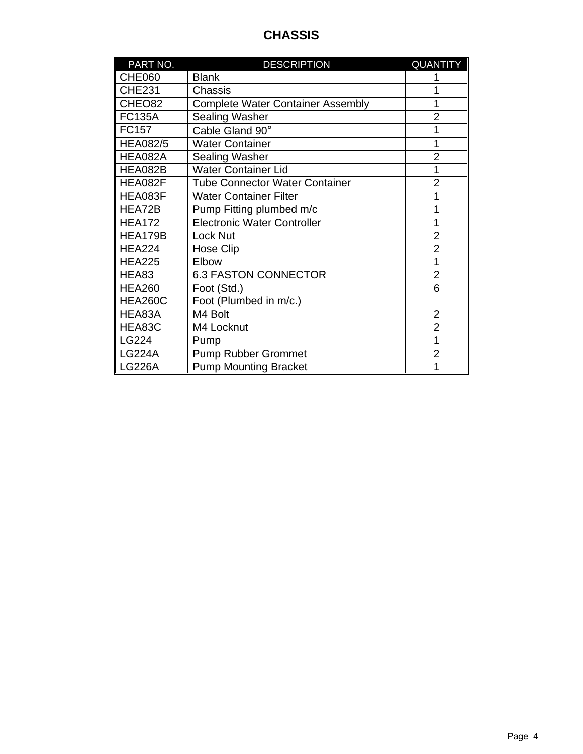# CHASSIS

| PART NO. | DESCRIPTION | QUANTITY |
|---|---|---|
| CHE060 | Blank | 1 |
| CHE231 | Chassis | 1 |
| CHEO82 | Complete Water Container Assembly | 1 |
| FC135A | Sealing Washer | 2 |
| FC157 | Cable Gland 90° | 1 |
| HEA082/5 | Water Container | 1 |
| HEA082A | Sealing Washer | 2 |
| HEA082B | Water Container Lid | 1 |
| HEA082F | Tube Connector Water Container | 2 |
| HEA083F | Water Container Filter | 1 |
| HEA72B | Pump Fitting plumbed m/c | 1 |
| HEA172 | Electronic Water Controller | 1 |
| HEA179B | Lock Nut | 2 |
| HEA224 | Hose Clip | 2 |
| HEA225 | Elbow | 1 |
| HEA83 | 6.3 FASTON CONNECTOR | 2 |
| HEA260<br>HEA260C | Foot (Std.)<br>Foot (Plumbed in m/c.) | 6 |
| HEA83A | M4 Bolt | 2 |
| HEA83C | M4 Locknut | 2 |
| LG224 | Pump | 1 |
| LG224A | Pump Rubber Grommet | 2 |
| LG226A | Pump Mounting Bracket | 1 |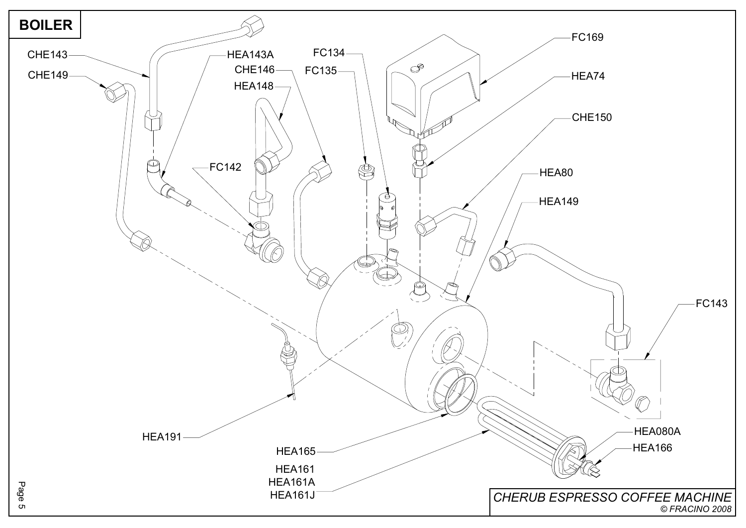# BOILER

CHE143
HEA143A
CHE149
CHE146
HEA148
FC134
FC135
FC169
HEA74
CHE150
FC142
HEA80
HEA149
FC143
HEA191
HEA165
HEA161
HEA161A
HEA161J
HEA080A
HEA166

*CHERUB ESPRESSO COFFEE MACHINE*

*© FRACINO 2008*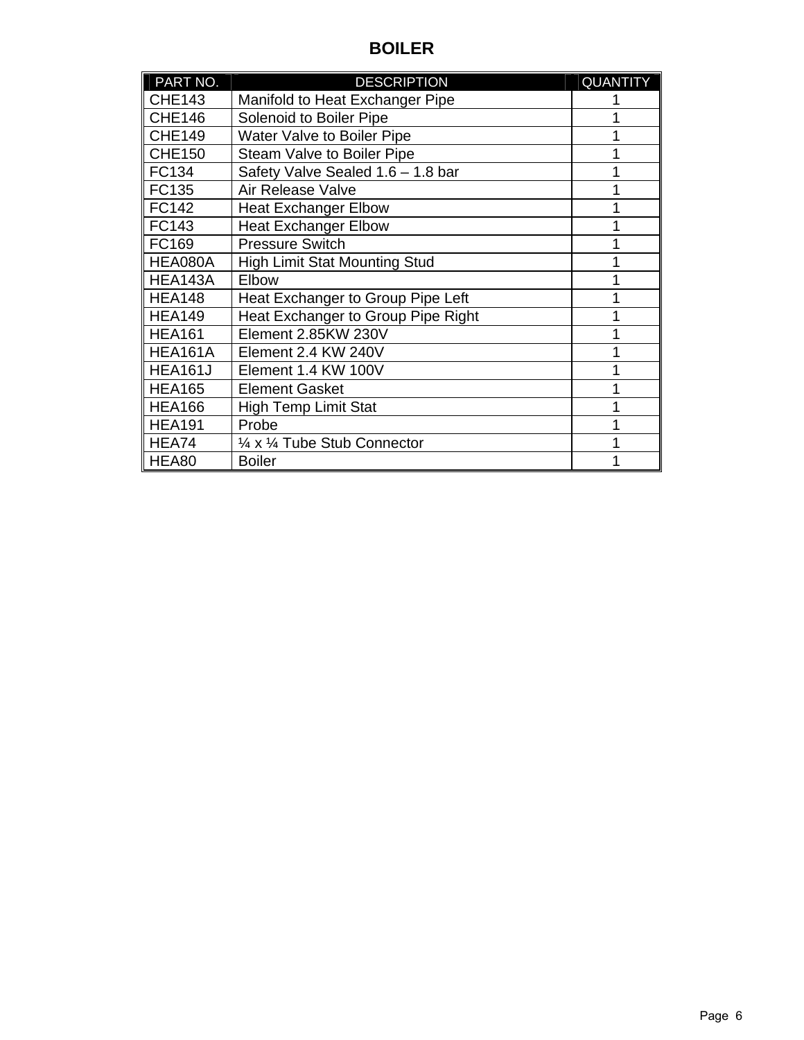# BOILER

| PART NO. | DESCRIPTION | QUANTITY |
|---|---|---|
| CHE143 | Manifold to Heat Exchanger Pipe | 1 |
| CHE146 | Solenoid to Boiler Pipe | 1 |
| CHE149 | Water Valve to Boiler Pipe | 1 |
| CHE150 | Steam Valve to Boiler Pipe | 1 |
| FC134 | Safety Valve Sealed 1.6 – 1.8 bar | 1 |
| FC135 | Air Release Valve | 1 |
| FC142 | Heat Exchanger Elbow | 1 |
| FC143 | Heat Exchanger Elbow | 1 |
| FC169 | Pressure Switch | 1 |
| HEA080A | High Limit Stat Mounting Stud | 1 |
| HEA143A | Elbow | 1 |
| HEA148 | Heat Exchanger to Group Pipe Left | 1 |
| HEA149 | Heat Exchanger to Group Pipe Right | 1 |
| HEA161 | Element 2.85KW 230V | 1 |
| HEA161A | Element 2.4 KW 240V | 1 |
| HEA161J | Element 1.4 KW 100V | 1 |
| HEA165 | Element Gasket | 1 |
| HEA166 | High Temp Limit Stat | 1 |
| HEA191 | Probe | 1 |
| HEA74 | ¼ x ¼ Tube Stub Connector | 1 |
| HEA80 | Boiler | 1 |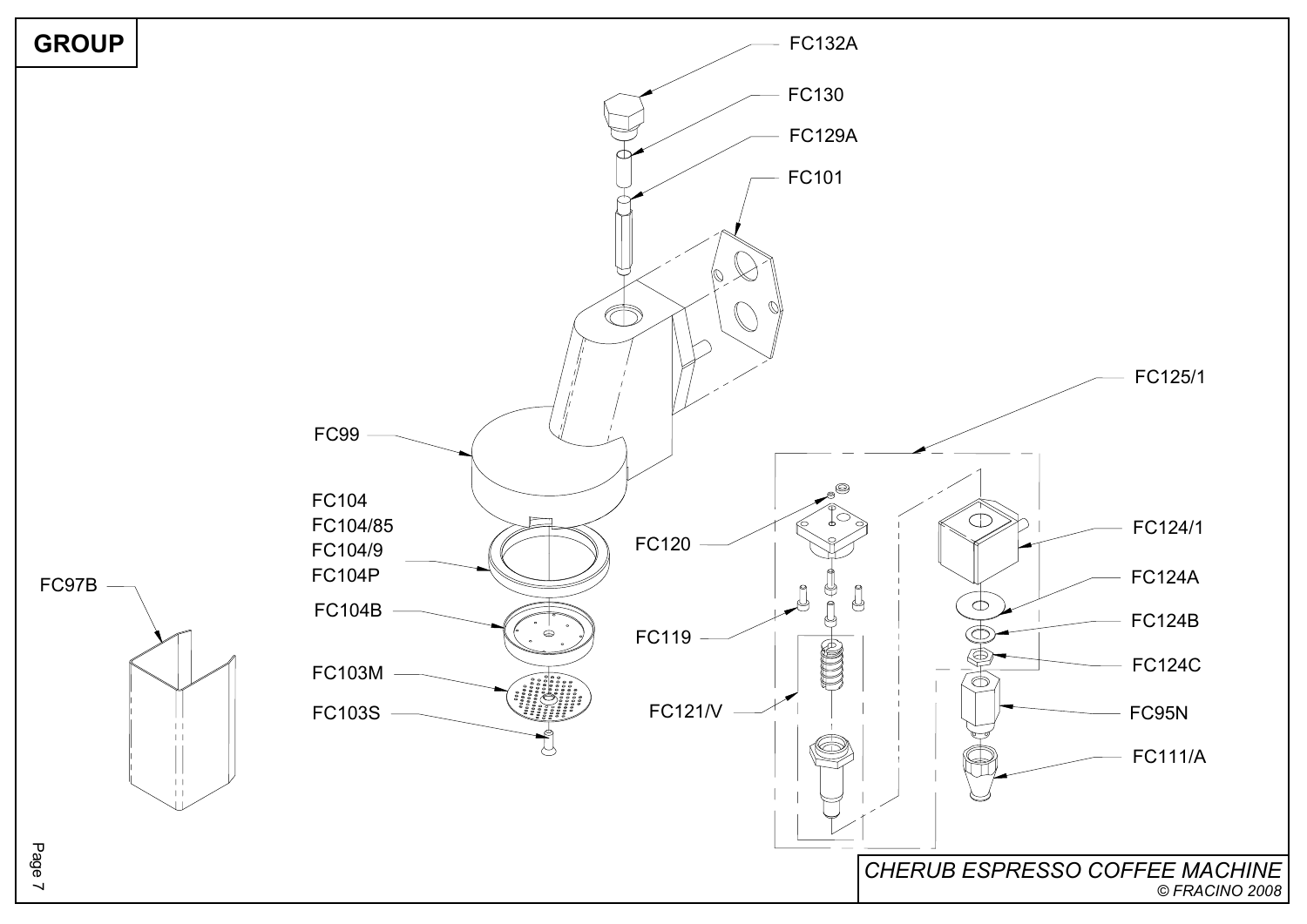# GROUP

FC132A

FC130

FC129A

FC101

FC125/1

FC99

FC104
FC104/85
FC104/9
FC104P

FC120

FC124/1

FC124A

FC97B

FC104B

FC119

FC124B

FC124C

FC103M

FC121/V

FC95N

FC103S

FC111/A

*CHERUB ESPRESSO COFFEE MACHINE*

*© FRACINO 2008*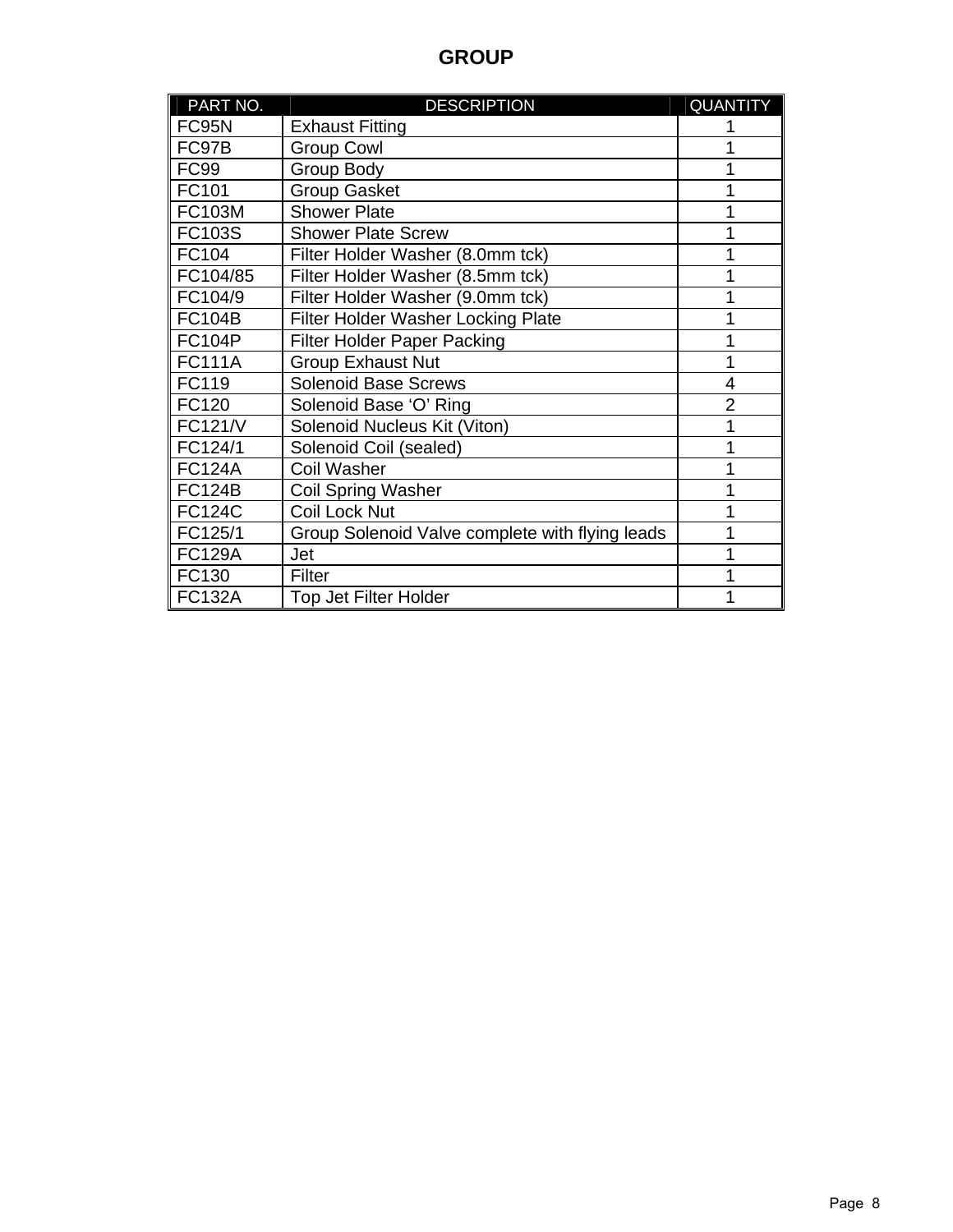# GROUP

| PART NO. | DESCRIPTION | QUANTITY |
|---|---|---|
| FC95N | Exhaust Fitting | 1 |
| FC97B | Group Cowl | 1 |
| FC99 | Group Body | 1 |
| FC101 | Group Gasket | 1 |
| FC103M | Shower Plate | 1 |
| FC103S | Shower Plate Screw | 1 |
| FC104 | Filter Holder Washer (8.0mm tck) | 1 |
| FC104/85 | Filter Holder Washer (8.5mm tck) | 1 |
| FC104/9 | Filter Holder Washer (9.0mm tck) | 1 |
| FC104B | Filter Holder Washer Locking Plate | 1 |
| FC104P | Filter Holder Paper Packing | 1 |
| FC111A | Group Exhaust Nut | 1 |
| FC119 | Solenoid Base Screws | 4 |
| FC120 | Solenoid Base 'O' Ring | 2 |
| FC121/V | Solenoid Nucleus Kit (Viton) | 1 |
| FC124/1 | Solenoid Coil (sealed) | 1 |
| FC124A | Coil Washer | 1 |
| FC124B | Coil Spring Washer | 1 |
| FC124C | Coil Lock Nut | 1 |
| FC125/1 | Group Solenoid Valve complete with flying leads | 1 |
| FC129A | Jet | 1 |
| FC130 | Filter | 1 |
| FC132A | Top Jet Filter Holder | 1 |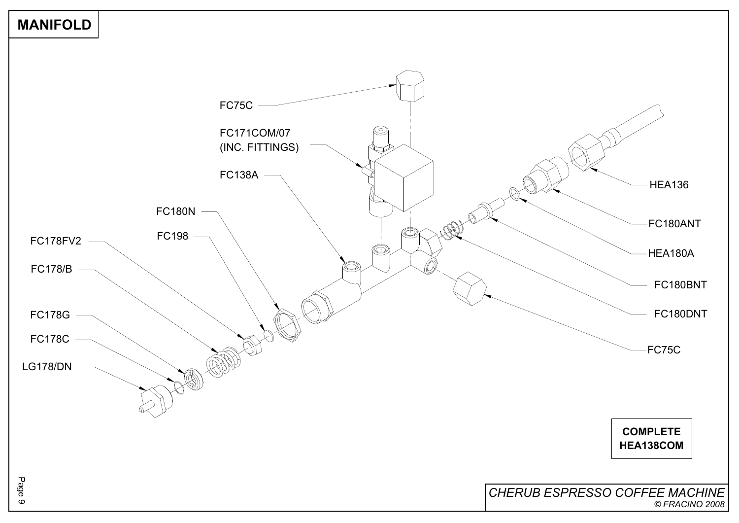# MANIFOLD

FC75C

FC171COM/07
(INC. FITTINGS)

FC138A

FC180N

FC198

FC178FV2

FC178/B

FC178G

FC178C

LG178/DN

HEA136

FC180ANT

HEA180A

FC180BNT

FC180DNT

FC75C

**COMPLETE HEA138COM**

*CHERUB ESPRESSO COFFEE MACHINE*
*© FRACINO 2008*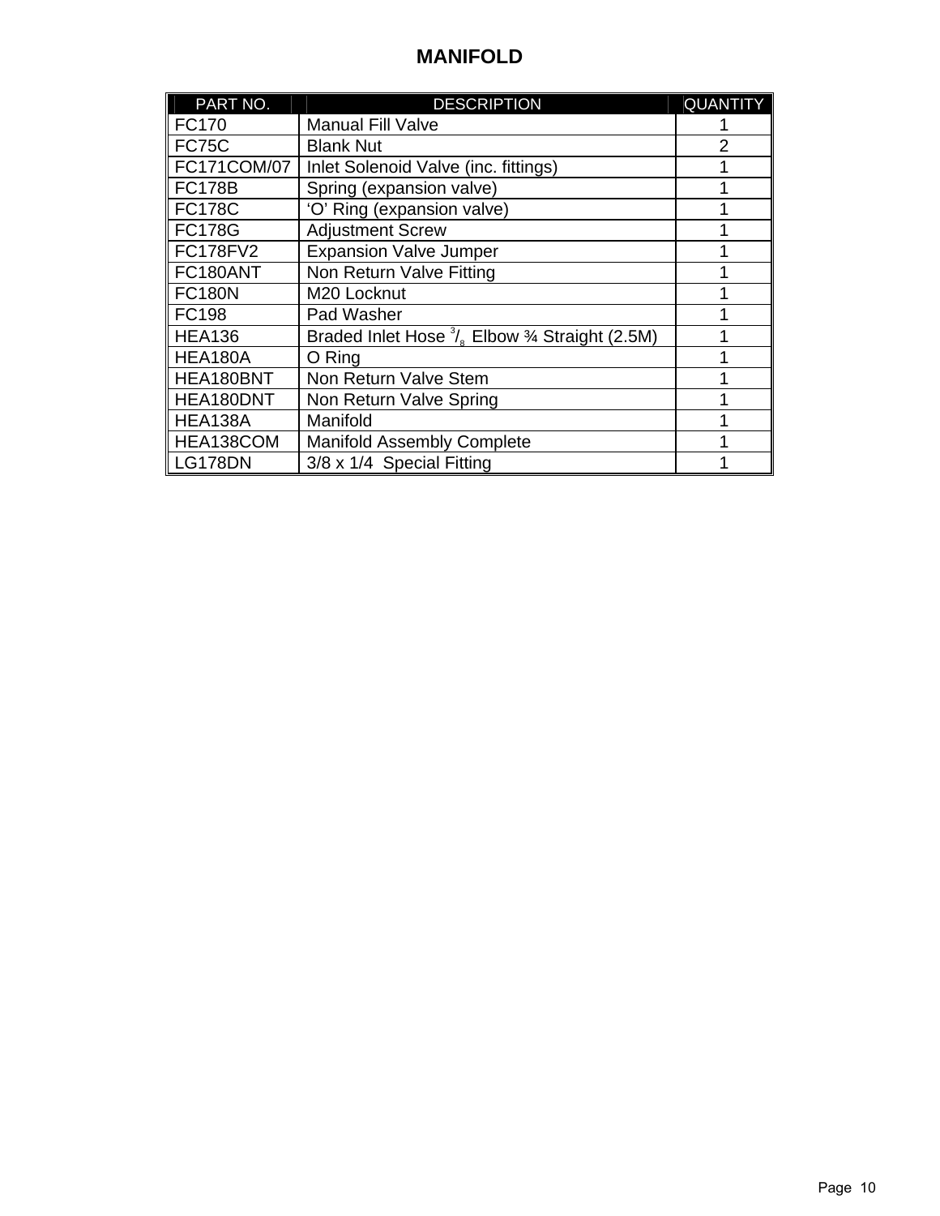# MANIFOLD

| PART NO. | DESCRIPTION | QUANTITY |
|---|---|---|
| FC170 | Manual Fill Valve | 1 |
| FC75C | Blank Nut | 2 |
| FC171COM/07 | Inlet Solenoid Valve (inc. fittings) | 1 |
| FC178B | Spring (expansion valve) | 1 |
| FC178C | 'O' Ring (expansion valve) | 1 |
| FC178G | Adjustment Screw | 1 |
| FC178FV2 | Expansion Valve Jumper | 1 |
| FC180ANT | Non Return Valve Fitting | 1 |
| FC180N | M20 Locknut | 1 |
| FC198 | Pad Washer | 1 |
| HEA136 | Braded Inlet Hose 3/8 Elbow ¾ Straight (2.5M) | 1 |
| HEA180A | O Ring | 1 |
| HEA180BNT | Non Return Valve Stem | 1 |
| HEA180DNT | Non Return Valve Spring | 1 |
| HEA138A | Manifold | 1 |
| HEA138COM | Manifold Assembly Complete | 1 |
| LG178DN | 3/8 x 1/4 Special Fitting | 1 |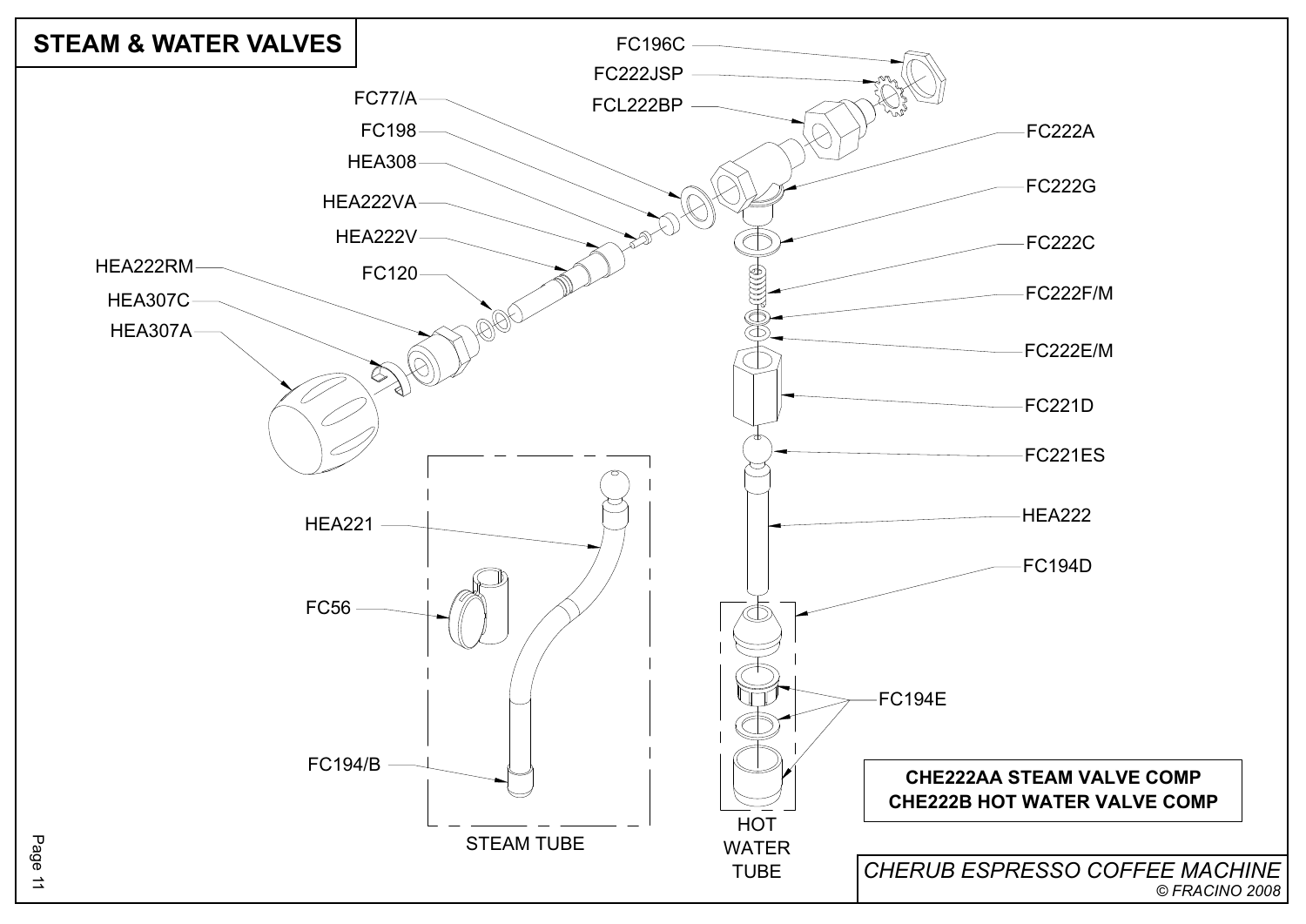# STEAM & WATER VALVES

FC196C

FC222JSP

FCL222BP

FC77/A

FC198

HEA308

HEA222VA

HEA222V

HEA222RM

FC120

HEA307C

HEA307A

FC222A

FC222G

FC222C

FC222F/M

FC222E/M

FC221D

FC221ES

HEA222

FC194D

FC194E

HEA221

FC56

FC194/B

STEAM TUBE

HOT WATER TUBE

**CHE222AA STEAM VALVE COMP**
**CHE222B HOT WATER VALVE COMP**

*CHERUB ESPRESSO COFFEE MACHINE*

*© FRACINO 2008*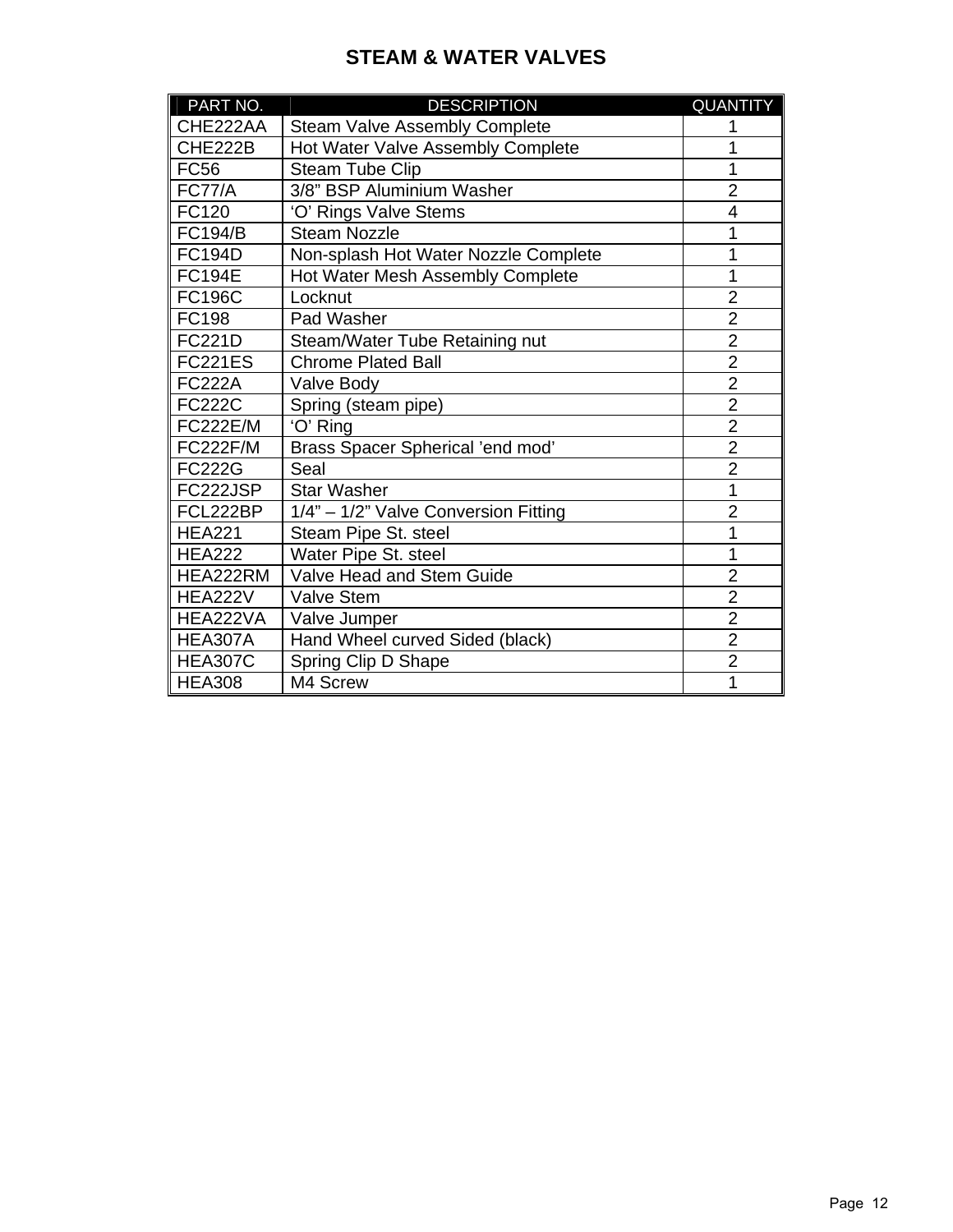# STEAM & WATER VALVES

| PART NO. | DESCRIPTION | QUANTITY |
|---|---|---|
| CHE222AA | Steam Valve Assembly Complete | 1 |
| CHE222B | Hot Water Valve Assembly Complete | 1 |
| FC56 | Steam Tube Clip | 1 |
| FC77/A | 3/8" BSP Aluminium Washer | 2 |
| FC120 | 'O' Rings Valve Stems | 4 |
| FC194/B | Steam Nozzle | 1 |
| FC194D | Non-splash Hot Water Nozzle Complete | 1 |
| FC194E | Hot Water Mesh Assembly Complete | 1 |
| FC196C | Locknut | 2 |
| FC198 | Pad Washer | 2 |
| FC221D | Steam/Water Tube Retaining nut | 2 |
| FC221ES | Chrome Plated Ball | 2 |
| FC222A | Valve Body | 2 |
| FC222C | Spring (steam pipe) | 2 |
| FC222E/M | 'O' Ring | 2 |
| FC222F/M | Brass Spacer Spherical 'end mod' | 2 |
| FC222G | Seal | 2 |
| FC222JSP | Star Washer | 1 |
| FCL222BP | 1/4" – 1/2" Valve Conversion Fitting | 2 |
| HEA221 | Steam Pipe St. steel | 1 |
| HEA222 | Water Pipe St. steel | 1 |
| HEA222RM | Valve Head and Stem Guide | 2 |
| HEA222V | Valve Stem | 2 |
| HEA222VA | Valve Jumper | 2 |
| HEA307A | Hand Wheel curved Sided (black) | 2 |
| HEA307C | Spring Clip D Shape | 2 |
| HEA308 | M4 Screw | 1 |